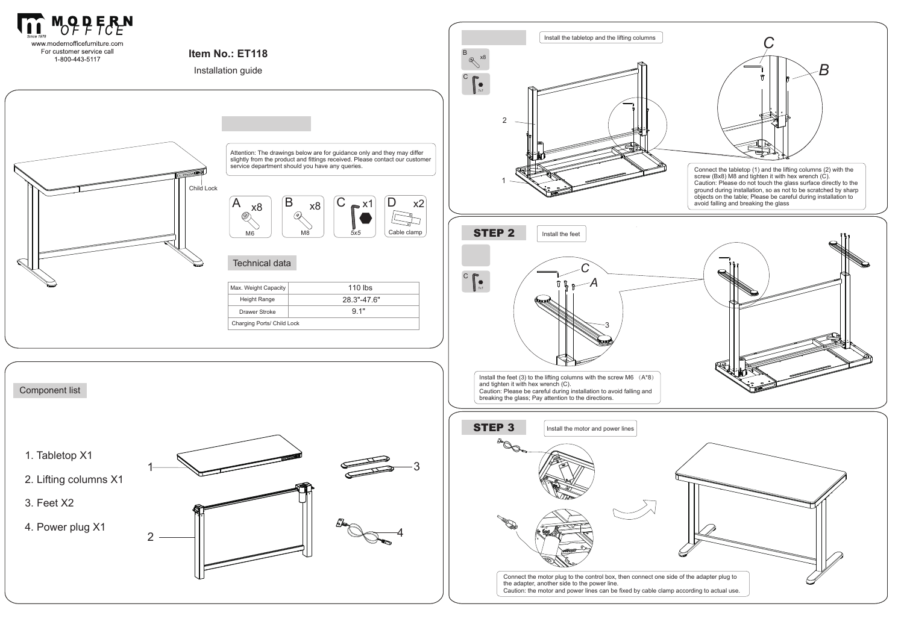MODERN OFFICE

Since 1978

www.modernofficefurniture.com
For customer service call
1-800-443-5117

**Item No.: ET118**

Installation guide

Child Lock

Attention: The drawings below are for guidance only and they may differ slightly from the product and fittings received. Please contact our customer service department should you have any queries.

- A x8 — M6
- B x8 — M8
- C x1 — 5x5
- D x2 — Cable clamp

## Technical data

| Max. Weight Capacity | 110 lbs |
|---|---|
| Height Range | 28.3"-47.6" |
| Drawer Stroke | 9.1" |
| Charging Ports/ Child Lock | |

## Component list

1. Tabletop X1
2. Lifting columns X1
3. Feet X2
4. Power plug X1

## Install the tabletop and the lifting columns

B x8

C

Connect the tabletop (1) and the lifting columns (2) with the screw (Bx8) M8 and tighten it with hex wrench (C).
Caution: Please do not touch the glass surface directly to the ground during installation, so as not to be scratched by sharp objects on the table; Please be careful during installation to avoid falling and breaking the glass

## STEP 2

Install the feet

C

Install the feet (3) to the lifting columns with the screw M6 （A*8） and tighten it with hex wrench (C).
Caution: Please be careful during installation to avoid falling and breaking the glass; Pay attention to the directions.

## STEP 3

Install the motor and power lines

Connect the motor plug to the control box, then connect one side of the adapter plug to the adapter, another side to the power line.
Caution: the motor and power lines can be fixed by cable clamp according to actual use.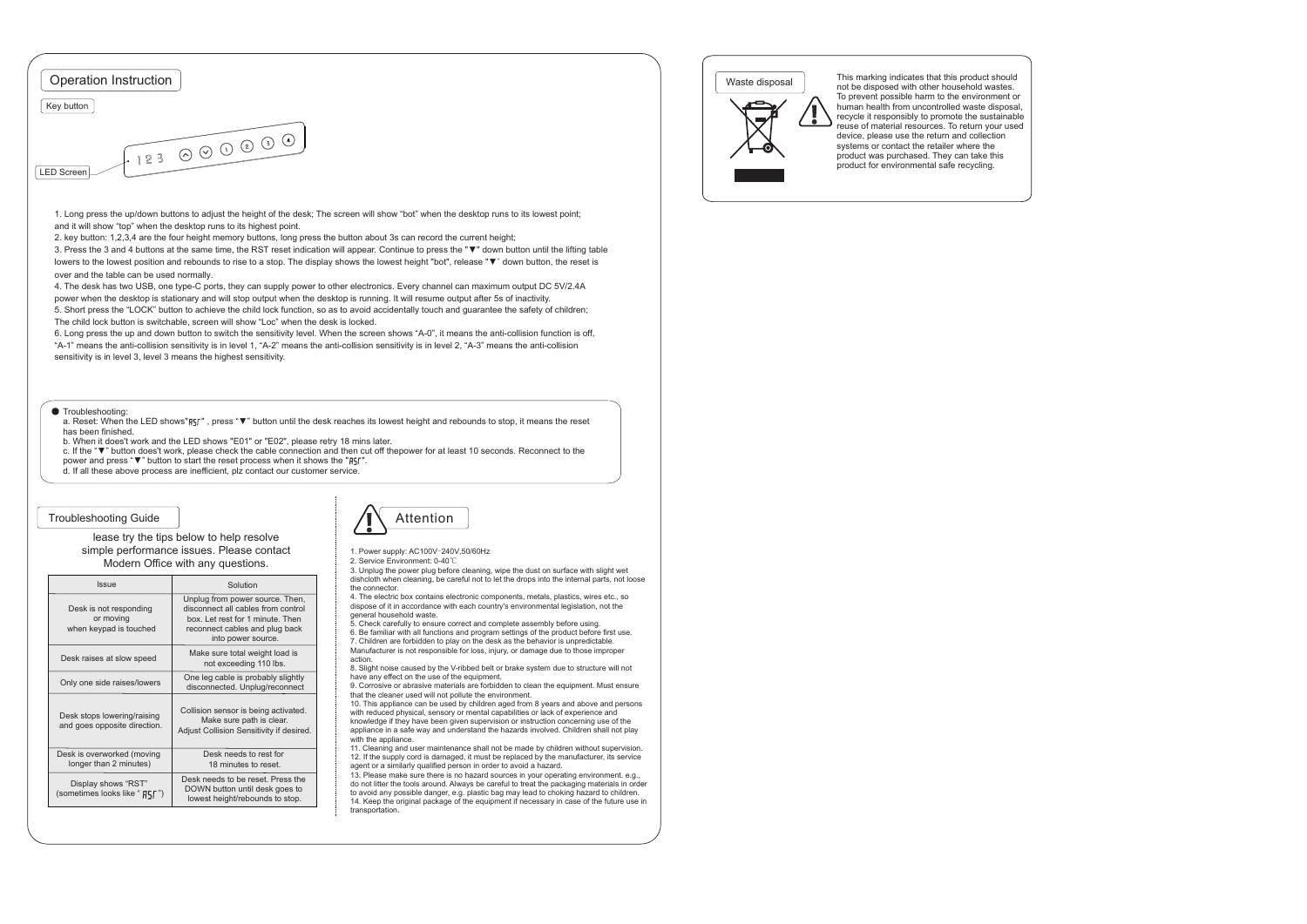## Operation Instruction

Key button

LED Screen

123

1. Long press the up/down buttons to adjust the height of the desk; The screen will show "bot" when the desktop runs to its lowest point; and it will show "top" when the desktop runs to its highest point.
2. key button: 1,2,3,4 are the four height memory buttons, long press the button about 3s can record the current height;
3. Press the 3 and 4 buttons at the same time, the RST reset indication will appear. Continue to press the "▼" down button until the lifting table lowers to the lowest position and rebounds to rise to a stop. The display shows the lowest height "bot", release "▼" down button, the reset is over and the table can be used normally.
4. The desk has two USB, one type-C ports, they can supply power to other electronics. Every channel can maximum output DC 5V/2.4A power when the desktop is stationary and will stop output when the desktop is running. It will resume output after 5s of inactivity.
5. Short press the "LOCK" button to achieve the child lock function, so as to avoid accidentally touch and guarantee the safety of children; The child lock button is switchable, screen will show "Loc" when the desk is locked.
6. Long press the up and down button to switch the sensitivity level. When the screen shows "A-0", it means the anti-collision function is off, "A-1" means the anti-collision sensitivity is in level 1, "A-2" means the anti-collision sensitivity is in level 2, "A-3" means the anti-collision sensitivity is in level 3, level 3 means the highest sensitivity.

- Troubleshooting:
  a. Reset: When the LED shows"RST" , press "▼" button until the desk reaches its lowest height and rebounds to stop, it means the reset has been finished.
  b. When it does't work and the LED shows "E01" or "E02", please retry 18 mins later.
  c. If the "▼" button does't work, please check the cable connection and then cut off thepower for at least 10 seconds. Reconnect to the power and press "▼" button to start the reset process when it shows the "RST".
  d. If all these above process are inefficient, plz contact our customer service.

## Troubleshooting Guide

lease try the tips below to help resolve simple performance issues. Please contact Modern Office with any questions.

| Issue | Solution |
|---|---|
| Desk is not responding or moving when keypad is touched | Unplug from power source. Then, disconnect all cables from control box. Let rest for 1 minute. Then reconnect cables and plug back into power source. |
| Desk raises at slow speed | Make sure total weight load is not exceeding 110 lbs. |
| Only one side raises/lowers | One leg cable is probably slightly disconnected. Unplug/reconnect |
| Desk stops lowering/raising and goes opposite direction. | Collision sensor is being activated. Make sure path is clear. Adjust Collision Sensitivity if desired. |
| Desk is overworked (moving longer than 2 minutes) | Desk needs to rest for 18 minutes to reset. |
| Display shows "RST" (sometimes looks like "RST") | Desk needs to be reset. Press the DOWN button until desk goes to lowest height/rebounds to stop. |

## Attention

1. Power supply: AC100V~240V,50/60Hz
2. Service Environment: 0-40℃
3. Unplug the power plug before cleaning, wipe the dust on surface with slight wet dishcloth when cleaning, be careful not to let the drops into the internal parts, not loose the connector.
4. The electric box contains electronic components, metals, plastics, wires etc., so dispose of it in accordance with each country's environmental legislation, not the general household waste.
5. Check carefully to ensure correct and complete assembly before using.
6. Be familiar with all functions and program settings of the product before first use.
7. Children are forbidden to play on the desk as the behavior is unpredictable. Manufacturer is not responsible for loss, injury, or damage due to those improper action.
8. Slight noise caused by the V-ribbed belt or brake system due to structure will not have any effect on the use of the equipment.
9. Corrosive or abrasive materials are forbidden to clean the equipment. Must ensure that the cleaner used will not pollute the environment.
10. This appliance can be used by children aged from 8 years and above and persons with reduced physical, sensory or mental capabilities or lack of experience and knowledge if they have been given supervision or instruction concerning use of the appliance in a safe way and understand the hazards involved. Children shall not play with the appliance.
11. Cleaning and user maintenance shall not be made by children without supervision.
12. If the supply cord is damaged, it must be replaced by the manufacturer, its service agent or a similarly qualified person in order to avoid a hazard.
13. Please make sure there is no hazard sources in your operating environment. e.g., do not litter the tools around. Always be careful to treat the packaging materials in order to avoid any possible danger, e.g. plastic bag may lead to choking hazard to children.
14. Keep the original package of the equipment if necessary in case of the future use in transportation.

## Waste disposal

This marking indicates that this product should not be disposed with other household wastes. To prevent possible harm to the environment or human health from uncontrolled waste disposal, recycle it responsibly to promote the sustainable reuse of material resources. To return your used device, please use the return and collection systems or contact the retailer where the product was purchased. They can take this product for environmental safe recycling.